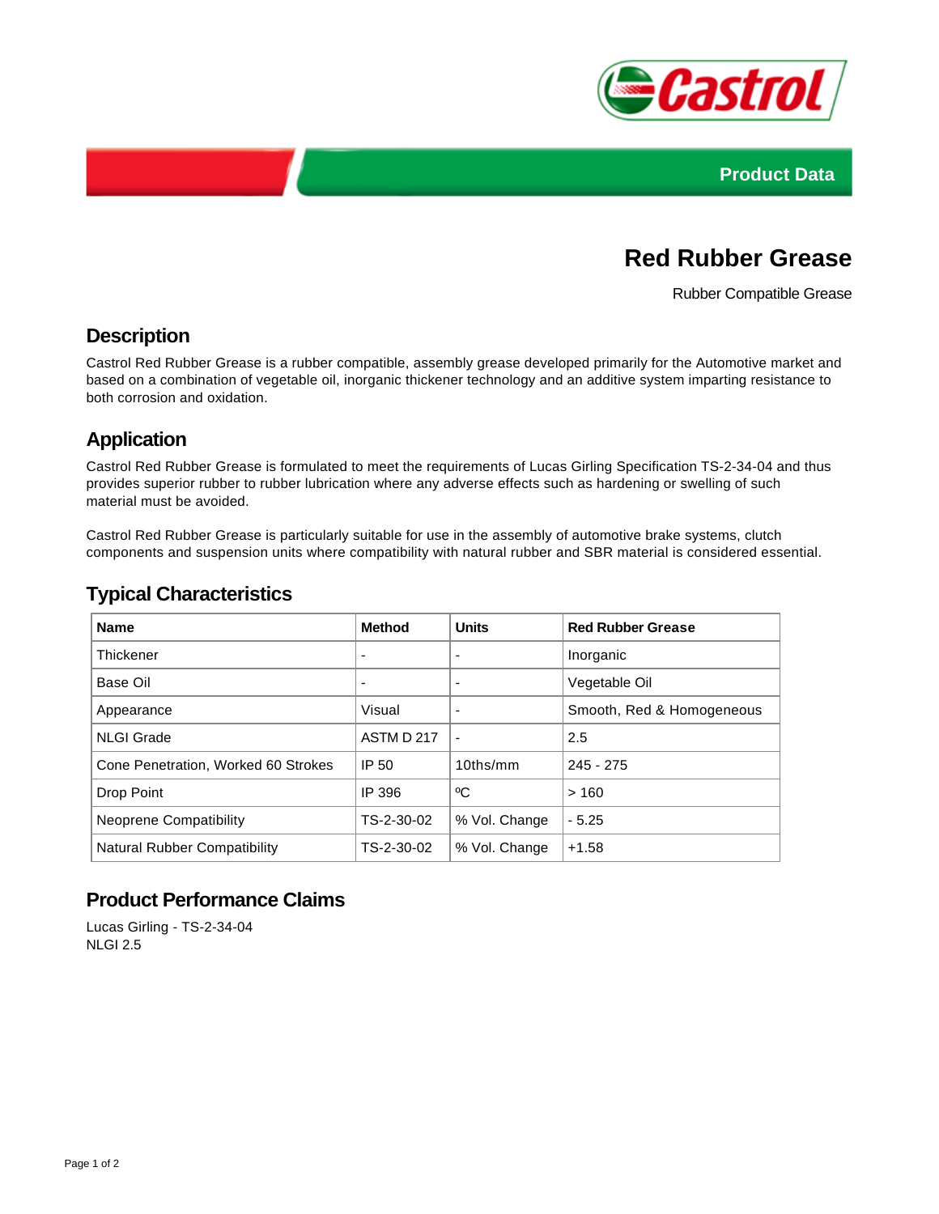Product Data

# Red Rubber Grease

Rubber Compatible Grease

## Description

Castrol Red Rubber Grease is a rubber compatible, assembly grease developed primarily for the Automotive market and based on a combination of vegetable oil, inorganic thickener technology and an additive system imparting resistance to both corrosion and oxidation.

## Application

Castrol Red Rubber Grease is formulated to meet the requirements of Lucas Girling Specification TS-2-34-04 and thus provides superior rubber to rubber lubrication where any adverse effects such as hardening or swelling of such material must be avoided.

Castrol Red Rubber Grease is particularly suitable for use in the assembly of automotive brake systems, clutch components and suspension units where compatibility with natural rubber and SBR material is considered essential.

## Typical Characteristics

| Name | Method | Units | Red Rubber Grease |
|---|---|---|---|
| Thickener | - | - | Inorganic |
| Base Oil | - | - | Vegetable Oil |
| Appearance | Visual | - | Smooth, Red & Homogeneous |
| NLGI Grade | ASTM D 217 | - | 2.5 |
| Cone Penetration, Worked 60 Strokes | IP 50 | 10ths/mm | 245 - 275 |
| Drop Point | IP 396 | ºC | > 160 |
| Neoprene Compatibility | TS-2-30-02 | % Vol. Change | - 5.25 |
| Natural Rubber Compatibility | TS-2-30-02 | % Vol. Change | +1.58 |

## Product Performance Claims

Lucas Girling - TS-2-34-04
NLGI 2.5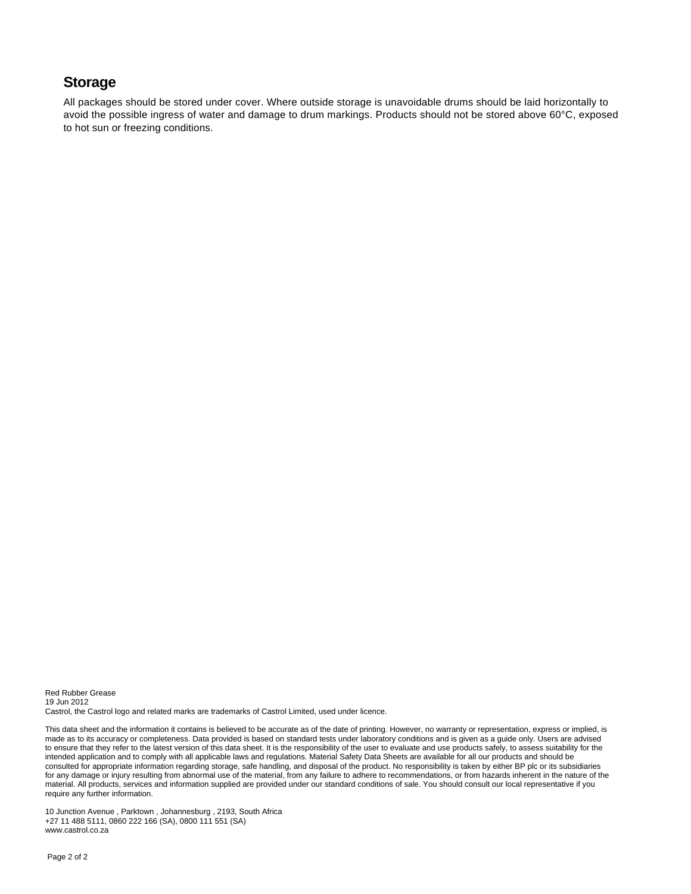## Storage

All packages should be stored under cover. Where outside storage is unavoidable drums should be laid horizontally to avoid the possible ingress of water and damage to drum markings. Products should not be stored above 60°C, exposed to hot sun or freezing conditions.

Red Rubber Grease
19 Jun 2012
Castrol, the Castrol logo and related marks are trademarks of Castrol Limited, used under licence.

This data sheet and the information it contains is believed to be accurate as of the date of printing. However, no warranty or representation, express or implied, is made as to its accuracy or completeness. Data provided is based on standard tests under laboratory conditions and is given as a guide only. Users are advised to ensure that they refer to the latest version of this data sheet. It is the responsibility of the user to evaluate and use products safely, to assess suitability for the intended application and to comply with all applicable laws and regulations. Material Safety Data Sheets are available for all our products and should be consulted for appropriate information regarding storage, safe handling, and disposal of the product. No responsibility is taken by either BP plc or its subsidiaries for any damage or injury resulting from abnormal use of the material, from any failure to adhere to recommendations, or from hazards inherent in the nature of the material. All products, services and information supplied are provided under our standard conditions of sale. You should consult our local representative if you require any further information.

10 Junction Avenue , Parktown , Johannesburg , 2193, South Africa
+27 11 488 5111, 0860 222 166 (SA), 0800 111 551 (SA)
www.castrol.co.za